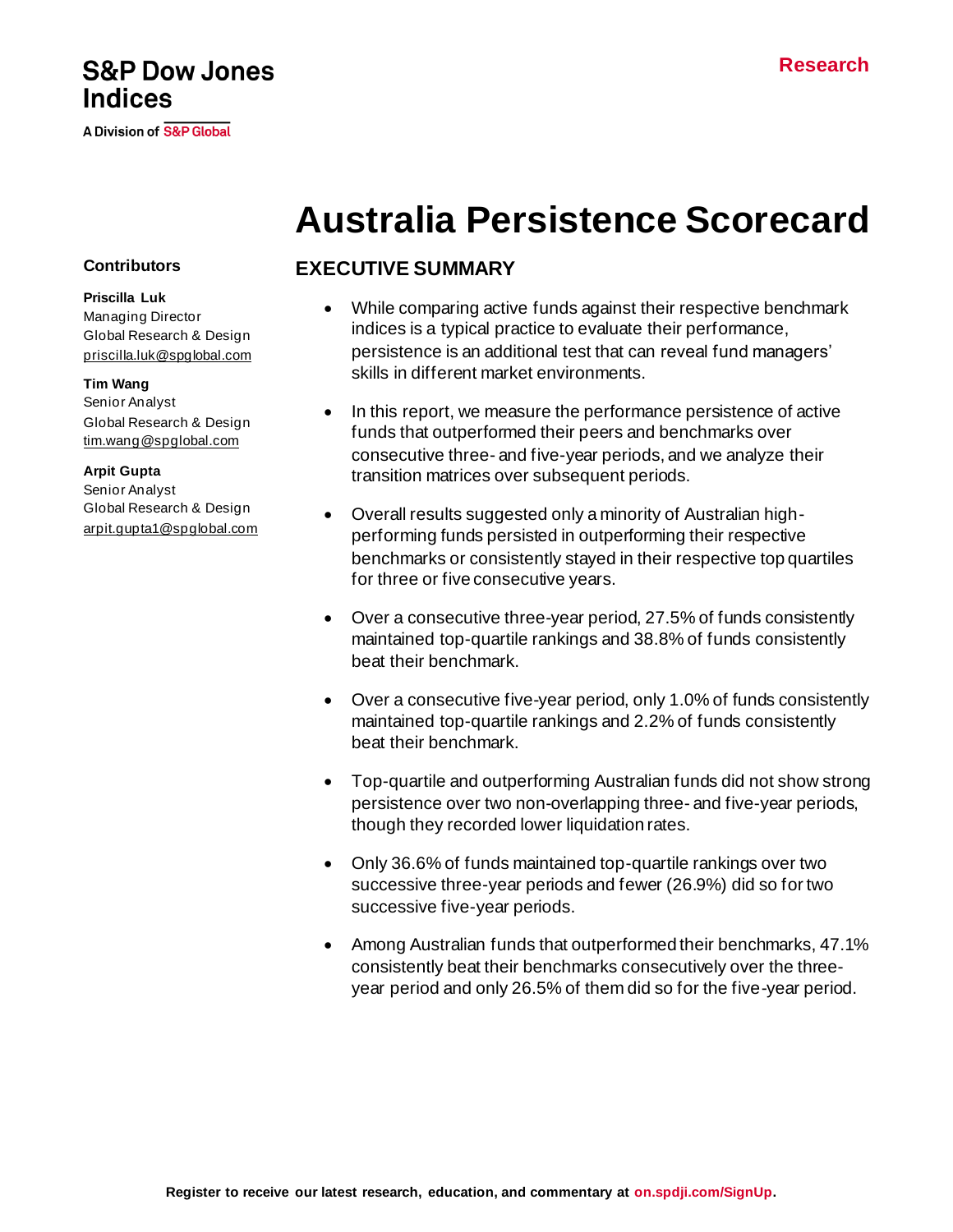S&P Dow Jones Indices

A Division of S&P Global

Research

# Australia Persistence Scorecard

**Contributors**

**Priscilla Luk**
Managing Director
Global Research & Design
priscilla.luk@spglobal.com

**Tim Wang**
Senior Analyst
Global Research & Design
tim.wang@spglobal.com

**Arpit Gupta**
Senior Analyst
Global Research & Design
arpit.gupta1@spglobal.com

## EXECUTIVE SUMMARY

- While comparing active funds against their respective benchmark indices is a typical practice to evaluate their performance, persistence is an additional test that can reveal fund managers' skills in different market environments.
- In this report, we measure the performance persistence of active funds that outperformed their peers and benchmarks over consecutive three- and five-year periods, and we analyze their transition matrices over subsequent periods.
- Overall results suggested only a minority of Australian high-performing funds persisted in outperforming their respective benchmarks or consistently stayed in their respective top quartiles for three or five consecutive years.
- Over a consecutive three-year period, 27.5% of funds consistently maintained top-quartile rankings and 38.8% of funds consistently beat their benchmark.
- Over a consecutive five-year period, only 1.0% of funds consistently maintained top-quartile rankings and 2.2% of funds consistently beat their benchmark.
- Top-quartile and outperforming Australian funds did not show strong persistence over two non-overlapping three- and five-year periods, though they recorded lower liquidation rates.
- Only 36.6% of funds maintained top-quartile rankings over two successive three-year periods and fewer (26.9%) did so for two successive five-year periods.
- Among Australian funds that outperformed their benchmarks, 47.1% consistently beat their benchmarks consecutively over the three-year period and only 26.5% of them did so for the five-year period.

**Register to receive our latest research, education, and commentary at on.spdji.com/SignUp.**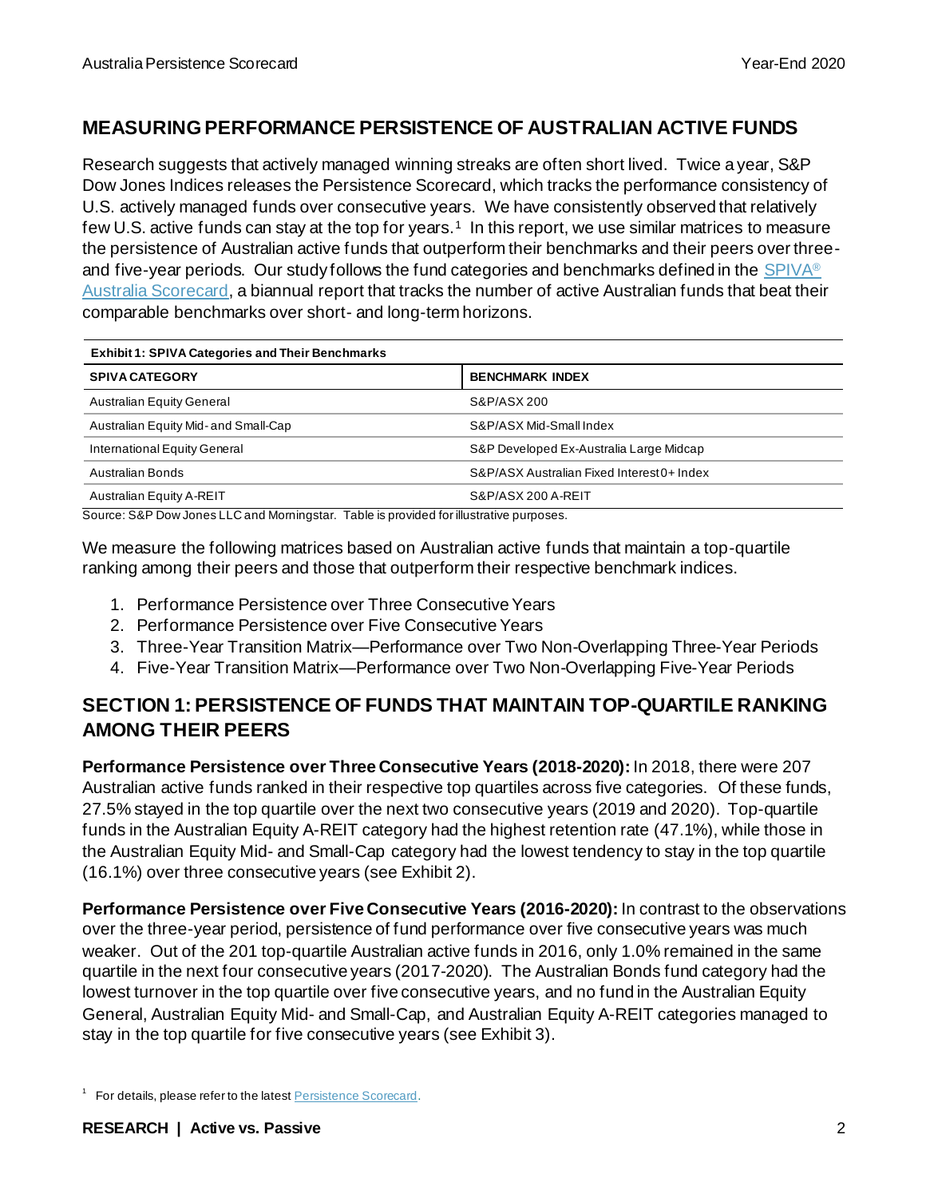## MEASURING PERFORMANCE PERSISTENCE OF AUSTRALIAN ACTIVE FUNDS

Research suggests that actively managed winning streaks are often short lived. Twice a year, S&P Dow Jones Indices releases the Persistence Scorecard, which tracks the performance consistency of U.S. actively managed funds over consecutive years. We have consistently observed that relatively few U.S. active funds can stay at the top for years.[1] In this report, we use similar matrices to measure the persistence of Australian active funds that outperform their benchmarks and their peers over three- and five-year periods. Our study follows the fund categories and benchmarks defined in the SPIVA® Australia Scorecard, a biannual report that tracks the number of active Australian funds that beat their comparable benchmarks over short- and long-term horizons.

**Exhibit 1: SPIVA Categories and Their Benchmarks**

| SPIVA CATEGORY | BENCHMARK INDEX |
|---|---|
| Australian Equity General | S&P/ASX 200 |
| Australian Equity Mid- and Small-Cap | S&P/ASX Mid-Small Index |
| International Equity General | S&P Developed Ex-Australia Large Midcap |
| Australian Bonds | S&P/ASX Australian Fixed Interest 0+ Index |
| Australian Equity A-REIT | S&P/ASX 200 A-REIT |

Source: S&P Dow Jones LLC and Morningstar. Table is provided for illustrative purposes.

We measure the following matrices based on Australian active funds that maintain a top-quartile ranking among their peers and those that outperform their respective benchmark indices.

1. Performance Persistence over Three Consecutive Years
2. Performance Persistence over Five Consecutive Years
3. Three-Year Transition Matrix—Performance over Two Non-Overlapping Three-Year Periods
4. Five-Year Transition Matrix—Performance over Two Non-Overlapping Five-Year Periods

## SECTION 1: PERSISTENCE OF FUNDS THAT MAINTAIN TOP-QUARTILE RANKING AMONG THEIR PEERS

**Performance Persistence over Three Consecutive Years (2018-2020):** In 2018, there were 207 Australian active funds ranked in their respective top quartiles across five categories. Of these funds, 27.5% stayed in the top quartile over the next two consecutive years (2019 and 2020). Top-quartile funds in the Australian Equity A-REIT category had the highest retention rate (47.1%), while those in the Australian Equity Mid- and Small-Cap category had the lowest tendency to stay in the top quartile (16.1%) over three consecutive years (see Exhibit 2).

**Performance Persistence over Five Consecutive Years (2016-2020):** In contrast to the observations over the three-year period, persistence of fund performance over five consecutive years was much weaker. Out of the 201 top-quartile Australian active funds in 2016, only 1.0% remained in the same quartile in the next four consecutive years (2017-2020). The Australian Bonds fund category had the lowest turnover in the top quartile over five consecutive years, and no fund in the Australian Equity General, Australian Equity Mid- and Small-Cap, and Australian Equity A-REIT categories managed to stay in the top quartile for five consecutive years (see Exhibit 3).

[1] For details, please refer to the latest Persistence Scorecard.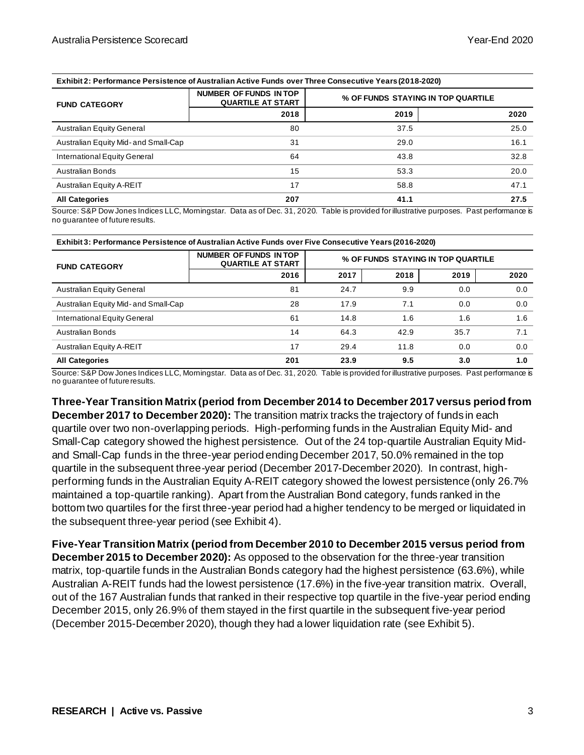**Exhibit 2: Performance Persistence of Australian Active Funds over Three Consecutive Years (2018-2020)**

| FUND CATEGORY | NUMBER OF FUNDS IN TOP QUARTILE AT START | % OF FUNDS STAYING IN TOP QUARTILE | |
|---|---|---|---|
| | 2018 | 2019 | 2020 |
| Australian Equity General | 80 | 37.5 | 25.0 |
| Australian Equity Mid- and Small-Cap | 31 | 29.0 | 16.1 |
| International Equity General | 64 | 43.8 | 32.8 |
| Australian Bonds | 15 | 53.3 | 20.0 |
| Australian Equity A-REIT | 17 | 58.8 | 47.1 |
| **All Categories** | **207** | **41.1** | **27.5** |

Source: S&P Dow Jones Indices LLC, Morningstar. Data as of Dec. 31, 2020. Table is provided for illustrative purposes. Past performance is no guarantee of future results.

**Exhibit 3: Performance Persistence of Australian Active Funds over Five Consecutive Years (2016-2020)**

| FUND CATEGORY | NUMBER OF FUNDS IN TOP QUARTILE AT START | % OF FUNDS STAYING IN TOP QUARTILE | | | |
|---|---|---|---|---|---|
| | 2016 | 2017 | 2018 | 2019 | 2020 |
| Australian Equity General | 81 | 24.7 | 9.9 | 0.0 | 0.0 |
| Australian Equity Mid- and Small-Cap | 28 | 17.9 | 7.1 | 0.0 | 0.0 |
| International Equity General | 61 | 14.8 | 1.6 | 1.6 | 1.6 |
| Australian Bonds | 14 | 64.3 | 42.9 | 35.7 | 7.1 |
| Australian Equity A-REIT | 17 | 29.4 | 11.8 | 0.0 | 0.0 |
| **All Categories** | **201** | **23.9** | **9.5** | **3.0** | **1.0** |

Source: S&P Dow Jones Indices LLC, Morningstar. Data as of Dec. 31, 2020. Table is provided for illustrative purposes. Past performance is no guarantee of future results.

**Three-Year Transition Matrix (period from December 2014 to December 2017 versus period from December 2017 to December 2020):** The transition matrix tracks the trajectory of funds in each quartile over two non-overlapping periods. High-performing funds in the Australian Equity Mid- and Small-Cap category showed the highest persistence. Out of the 24 top-quartile Australian Equity Mid- and Small-Cap funds in the three-year period ending December 2017, 50.0% remained in the top quartile in the subsequent three-year period (December 2017-December 2020). In contrast, high-performing funds in the Australian Equity A-REIT category showed the lowest persistence (only 26.7% maintained a top-quartile ranking). Apart from the Australian Bond category, funds ranked in the bottom two quartiles for the first three-year period had a higher tendency to be merged or liquidated in the subsequent three-year period (see Exhibit 4).

**Five-Year Transition Matrix (period from December 2010 to December 2015 versus period from December 2015 to December 2020):** As opposed to the observation for the three-year transition matrix, top-quartile funds in the Australian Bonds category had the highest persistence (63.6%), while Australian A-REIT funds had the lowest persistence (17.6%) in the five-year transition matrix. Overall, out of the 167 Australian funds that ranked in their respective top quartile in the five-year period ending December 2015, only 26.9% of them stayed in the first quartile in the subsequent five-year period (December 2015-December 2020), though they had a lower liquidation rate (see Exhibit 5).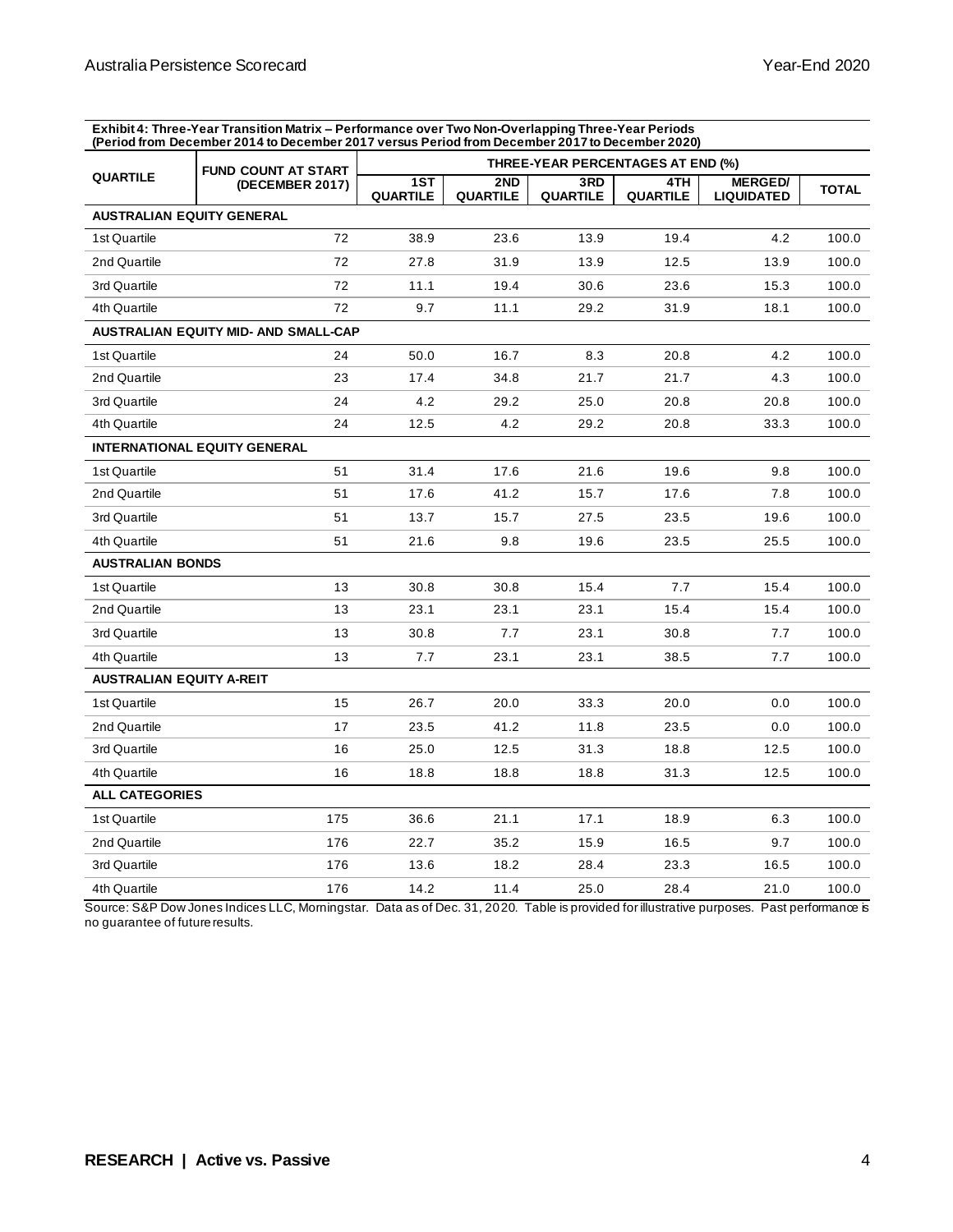**Exhibit 4: Three-Year Transition Matrix – Performance over Two Non-Overlapping Three-Year Periods (Period from December 2014 to December 2017 versus Period from December 2017 to December 2020)**

| QUARTILE | FUND COUNT AT START (DECEMBER 2017) | THREE-YEAR PERCENTAGES AT END (%) | | | | | |
|---|---|---|---|---|---|---|---|
| | | 1ST QUARTILE | 2ND QUARTILE | 3RD QUARTILE | 4TH QUARTILE | MERGED/ LIQUIDATED | TOTAL |
| **AUSTRALIAN EQUITY GENERAL** | | | | | | | |
| 1st Quartile | 72 | 38.9 | 23.6 | 13.9 | 19.4 | 4.2 | 100.0 |
| 2nd Quartile | 72 | 27.8 | 31.9 | 13.9 | 12.5 | 13.9 | 100.0 |
| 3rd Quartile | 72 | 11.1 | 19.4 | 30.6 | 23.6 | 15.3 | 100.0 |
| 4th Quartile | 72 | 9.7 | 11.1 | 29.2 | 31.9 | 18.1 | 100.0 |
| **AUSTRALIAN EQUITY MID- AND SMALL-CAP** | | | | | | | |
| 1st Quartile | 24 | 50.0 | 16.7 | 8.3 | 20.8 | 4.2 | 100.0 |
| 2nd Quartile | 23 | 17.4 | 34.8 | 21.7 | 21.7 | 4.3 | 100.0 |
| 3rd Quartile | 24 | 4.2 | 29.2 | 25.0 | 20.8 | 20.8 | 100.0 |
| 4th Quartile | 24 | 12.5 | 4.2 | 29.2 | 20.8 | 33.3 | 100.0 |
| **INTERNATIONAL EQUITY GENERAL** | | | | | | | |
| 1st Quartile | 51 | 31.4 | 17.6 | 21.6 | 19.6 | 9.8 | 100.0 |
| 2nd Quartile | 51 | 17.6 | 41.2 | 15.7 | 17.6 | 7.8 | 100.0 |
| 3rd Quartile | 51 | 13.7 | 15.7 | 27.5 | 23.5 | 19.6 | 100.0 |
| 4th Quartile | 51 | 21.6 | 9.8 | 19.6 | 23.5 | 25.5 | 100.0 |
| **AUSTRALIAN BONDS** | | | | | | | |
| 1st Quartile | 13 | 30.8 | 30.8 | 15.4 | 7.7 | 15.4 | 100.0 |
| 2nd Quartile | 13 | 23.1 | 23.1 | 23.1 | 15.4 | 15.4 | 100.0 |
| 3rd Quartile | 13 | 30.8 | 7.7 | 23.1 | 30.8 | 7.7 | 100.0 |
| 4th Quartile | 13 | 7.7 | 23.1 | 23.1 | 38.5 | 7.7 | 100.0 |
| **AUSTRALIAN EQUITY A-REIT** | | | | | | | |
| 1st Quartile | 15 | 26.7 | 20.0 | 33.3 | 20.0 | 0.0 | 100.0 |
| 2nd Quartile | 17 | 23.5 | 41.2 | 11.8 | 23.5 | 0.0 | 100.0 |
| 3rd Quartile | 16 | 25.0 | 12.5 | 31.3 | 18.8 | 12.5 | 100.0 |
| 4th Quartile | 16 | 18.8 | 18.8 | 18.8 | 31.3 | 12.5 | 100.0 |
| **ALL CATEGORIES** | | | | | | | |
| 1st Quartile | 175 | 36.6 | 21.1 | 17.1 | 18.9 | 6.3 | 100.0 |
| 2nd Quartile | 176 | 22.7 | 35.2 | 15.9 | 16.5 | 9.7 | 100.0 |
| 3rd Quartile | 176 | 13.6 | 18.2 | 28.4 | 23.3 | 16.5 | 100.0 |
| 4th Quartile | 176 | 14.2 | 11.4 | 25.0 | 28.4 | 21.0 | 100.0 |

Source: S&P Dow Jones Indices LLC, Morningstar. Data as of Dec. 31, 2020. Table is provided for illustrative purposes. Past performance is no guarantee of future results.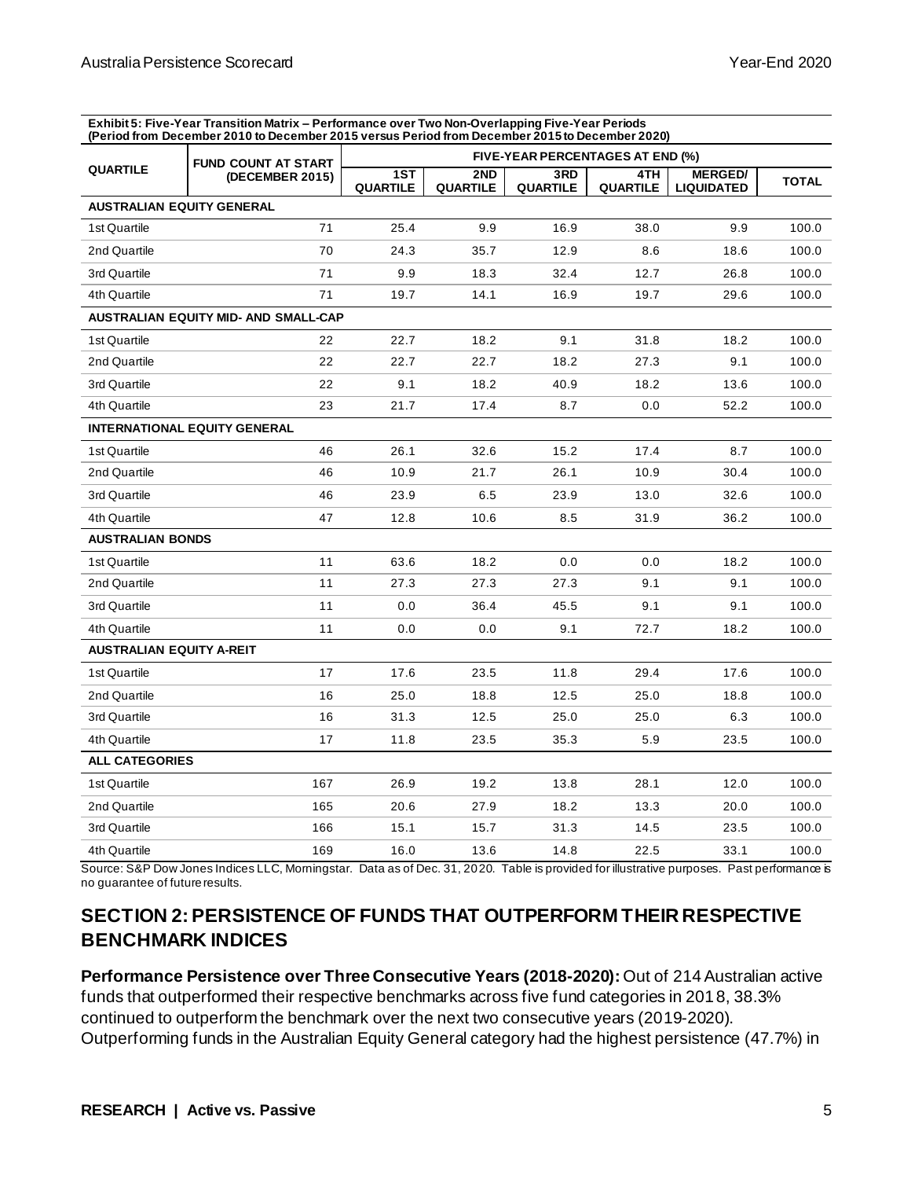**Exhibit 5: Five-Year Transition Matrix – Performance over Two Non-Overlapping Five-Year Periods (Period from December 2010 to December 2015 versus Period from December 2015 to December 2020)**

| QUARTILE | FUND COUNT AT START (DECEMBER 2015) | FIVE-YEAR PERCENTAGES AT END (%) | | | | | |
|---|---|---|---|---|---|---|---|
| | | 1ST QUARTILE | 2ND QUARTILE | 3RD QUARTILE | 4TH QUARTILE | MERGED/ LIQUIDATED | TOTAL |
| **AUSTRALIAN EQUITY GENERAL** | | | | | | | |
| 1st Quartile | 71 | 25.4 | 9.9 | 16.9 | 38.0 | 9.9 | 100.0 |
| 2nd Quartile | 70 | 24.3 | 35.7 | 12.9 | 8.6 | 18.6 | 100.0 |
| 3rd Quartile | 71 | 9.9 | 18.3 | 32.4 | 12.7 | 26.8 | 100.0 |
| 4th Quartile | 71 | 19.7 | 14.1 | 16.9 | 19.7 | 29.6 | 100.0 |
| **AUSTRALIAN EQUITY MID- AND SMALL-CAP** | | | | | | | |
| 1st Quartile | 22 | 22.7 | 18.2 | 9.1 | 31.8 | 18.2 | 100.0 |
| 2nd Quartile | 22 | 22.7 | 22.7 | 18.2 | 27.3 | 9.1 | 100.0 |
| 3rd Quartile | 22 | 9.1 | 18.2 | 40.9 | 18.2 | 13.6 | 100.0 |
| 4th Quartile | 23 | 21.7 | 17.4 | 8.7 | 0.0 | 52.2 | 100.0 |
| **INTERNATIONAL EQUITY GENERAL** | | | | | | | |
| 1st Quartile | 46 | 26.1 | 32.6 | 15.2 | 17.4 | 8.7 | 100.0 |
| 2nd Quartile | 46 | 10.9 | 21.7 | 26.1 | 10.9 | 30.4 | 100.0 |
| 3rd Quartile | 46 | 23.9 | 6.5 | 23.9 | 13.0 | 32.6 | 100.0 |
| 4th Quartile | 47 | 12.8 | 10.6 | 8.5 | 31.9 | 36.2 | 100.0 |
| **AUSTRALIAN BONDS** | | | | | | | |
| 1st Quartile | 11 | 63.6 | 18.2 | 0.0 | 0.0 | 18.2 | 100.0 |
| 2nd Quartile | 11 | 27.3 | 27.3 | 27.3 | 9.1 | 9.1 | 100.0 |
| 3rd Quartile | 11 | 0.0 | 36.4 | 45.5 | 9.1 | 9.1 | 100.0 |
| 4th Quartile | 11 | 0.0 | 0.0 | 9.1 | 72.7 | 18.2 | 100.0 |
| **AUSTRALIAN EQUITY A-REIT** | | | | | | | |
| 1st Quartile | 17 | 17.6 | 23.5 | 11.8 | 29.4 | 17.6 | 100.0 |
| 2nd Quartile | 16 | 25.0 | 18.8 | 12.5 | 25.0 | 18.8 | 100.0 |
| 3rd Quartile | 16 | 31.3 | 12.5 | 25.0 | 25.0 | 6.3 | 100.0 |
| 4th Quartile | 17 | 11.8 | 23.5 | 35.3 | 5.9 | 23.5 | 100.0 |
| **ALL CATEGORIES** | | | | | | | |
| 1st Quartile | 167 | 26.9 | 19.2 | 13.8 | 28.1 | 12.0 | 100.0 |
| 2nd Quartile | 165 | 20.6 | 27.9 | 18.2 | 13.3 | 20.0 | 100.0 |
| 3rd Quartile | 166 | 15.1 | 15.7 | 31.3 | 14.5 | 23.5 | 100.0 |
| 4th Quartile | 169 | 16.0 | 13.6 | 14.8 | 22.5 | 33.1 | 100.0 |

Source: S&P Dow Jones Indices LLC, Morningstar. Data as of Dec. 31, 2020. Table is provided for illustrative purposes. Past performance is no guarantee of future results.

## SECTION 2: PERSISTENCE OF FUNDS THAT OUTPERFORM THEIR RESPECTIVE BENCHMARK INDICES

**Performance Persistence over Three Consecutive Years (2018-2020):** Out of 214 Australian active funds that outperformed their respective benchmarks across five fund categories in 2018, 38.3% continued to outperform the benchmark over the next two consecutive years (2019-2020). Outperforming funds in the Australian Equity General category had the highest persistence (47.7%) in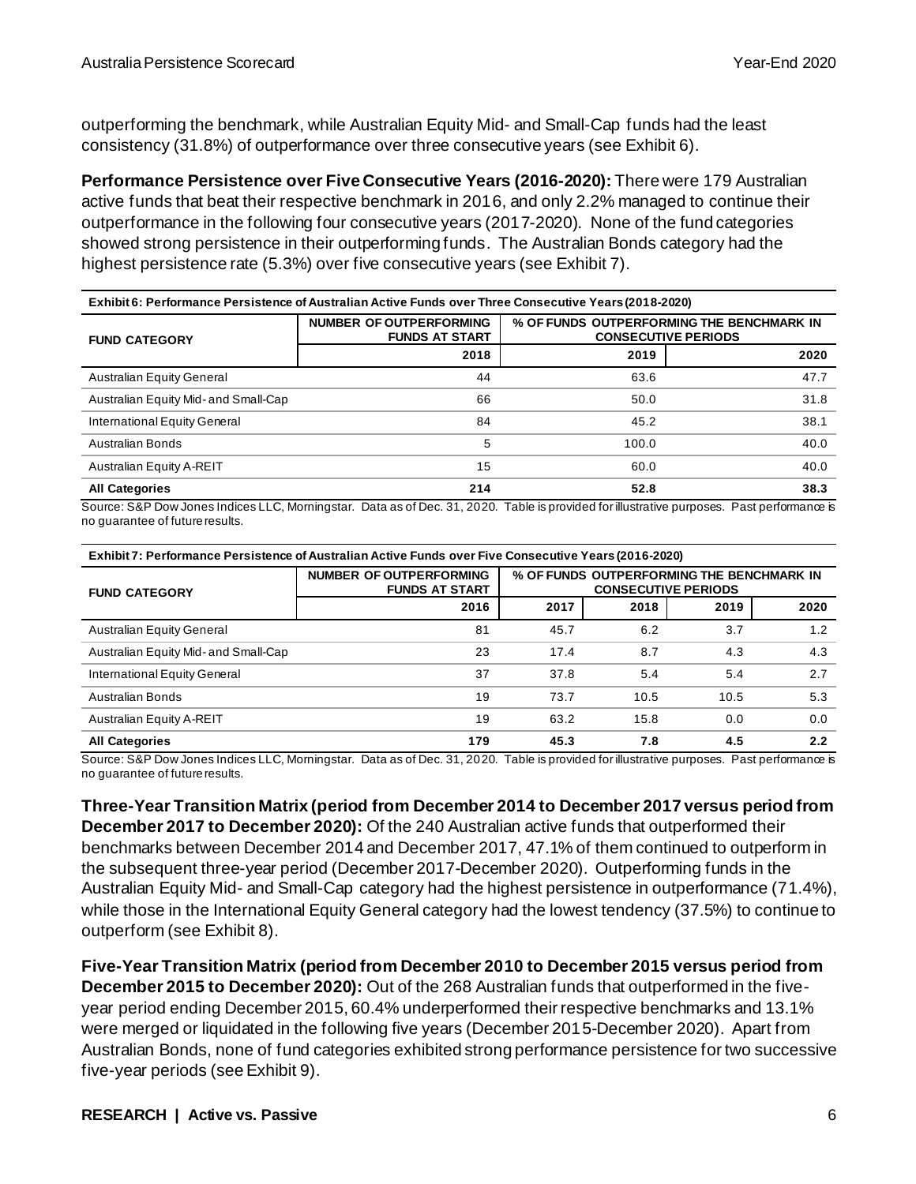outperforming the benchmark, while Australian Equity Mid- and Small-Cap funds had the least consistency (31.8%) of outperformance over three consecutive years (see Exhibit 6).

**Performance Persistence over Five Consecutive Years (2016-2020):** There were 179 Australian active funds that beat their respective benchmark in 2016, and only 2.2% managed to continue their outperformance in the following four consecutive years (2017-2020). None of the fund categories showed strong persistence in their outperforming funds. The Australian Bonds category had the highest persistence rate (5.3%) over five consecutive years (see Exhibit 7).

**Exhibit 6: Performance Persistence of Australian Active Funds over Three Consecutive Years (2018-2020)**

| FUND CATEGORY | NUMBER OF OUTPERFORMING FUNDS AT START | % OF FUNDS OUTPERFORMING THE BENCHMARK IN CONSECUTIVE PERIODS | |
|---|---|---|---|
| | 2018 | 2019 | 2020 |
| Australian Equity General | 44 | 63.6 | 47.7 |
| Australian Equity Mid- and Small-Cap | 66 | 50.0 | 31.8 |
| International Equity General | 84 | 45.2 | 38.1 |
| Australian Bonds | 5 | 100.0 | 40.0 |
| Australian Equity A-REIT | 15 | 60.0 | 40.0 |
| **All Categories** | **214** | **52.8** | **38.3** |

Source: S&P Dow Jones Indices LLC, Morningstar. Data as of Dec. 31, 2020. Table is provided for illustrative purposes. Past performance is no guarantee of future results.

**Exhibit 7: Performance Persistence of Australian Active Funds over Five Consecutive Years (2016-2020)**

| FUND CATEGORY | NUMBER OF OUTPERFORMING FUNDS AT START | % OF FUNDS OUTPERFORMING THE BENCHMARK IN CONSECUTIVE PERIODS | | | |
|---|---|---|---|---|---|
| | 2016 | 2017 | 2018 | 2019 | 2020 |
| Australian Equity General | 81 | 45.7 | 6.2 | 3.7 | 1.2 |
| Australian Equity Mid- and Small-Cap | 23 | 17.4 | 8.7 | 4.3 | 4.3 |
| International Equity General | 37 | 37.8 | 5.4 | 5.4 | 2.7 |
| Australian Bonds | 19 | 73.7 | 10.5 | 10.5 | 5.3 |
| Australian Equity A-REIT | 19 | 63.2 | 15.8 | 0.0 | 0.0 |
| **All Categories** | **179** | **45.3** | **7.8** | **4.5** | **2.2** |

Source: S&P Dow Jones Indices LLC, Morningstar. Data as of Dec. 31, 2020. Table is provided for illustrative purposes. Past performance is no guarantee of future results.

**Three-Year Transition Matrix (period from December 2014 to December 2017 versus period from December 2017 to December 2020):** Of the 240 Australian active funds that outperformed their benchmarks between December 2014 and December 2017, 47.1% of them continued to outperform in the subsequent three-year period (December 2017-December 2020). Outperforming funds in the Australian Equity Mid- and Small-Cap category had the highest persistence in outperformance (71.4%), while those in the International Equity General category had the lowest tendency (37.5%) to continue to outperform (see Exhibit 8).

**Five-Year Transition Matrix (period from December 2010 to December 2015 versus period from December 2015 to December 2020):** Out of the 268 Australian funds that outperformed in the five-year period ending December 2015, 60.4% underperformed their respective benchmarks and 13.1% were merged or liquidated in the following five years (December 2015-December 2020). Apart from Australian Bonds, none of fund categories exhibited strong performance persistence for two successive five-year periods (see Exhibit 9).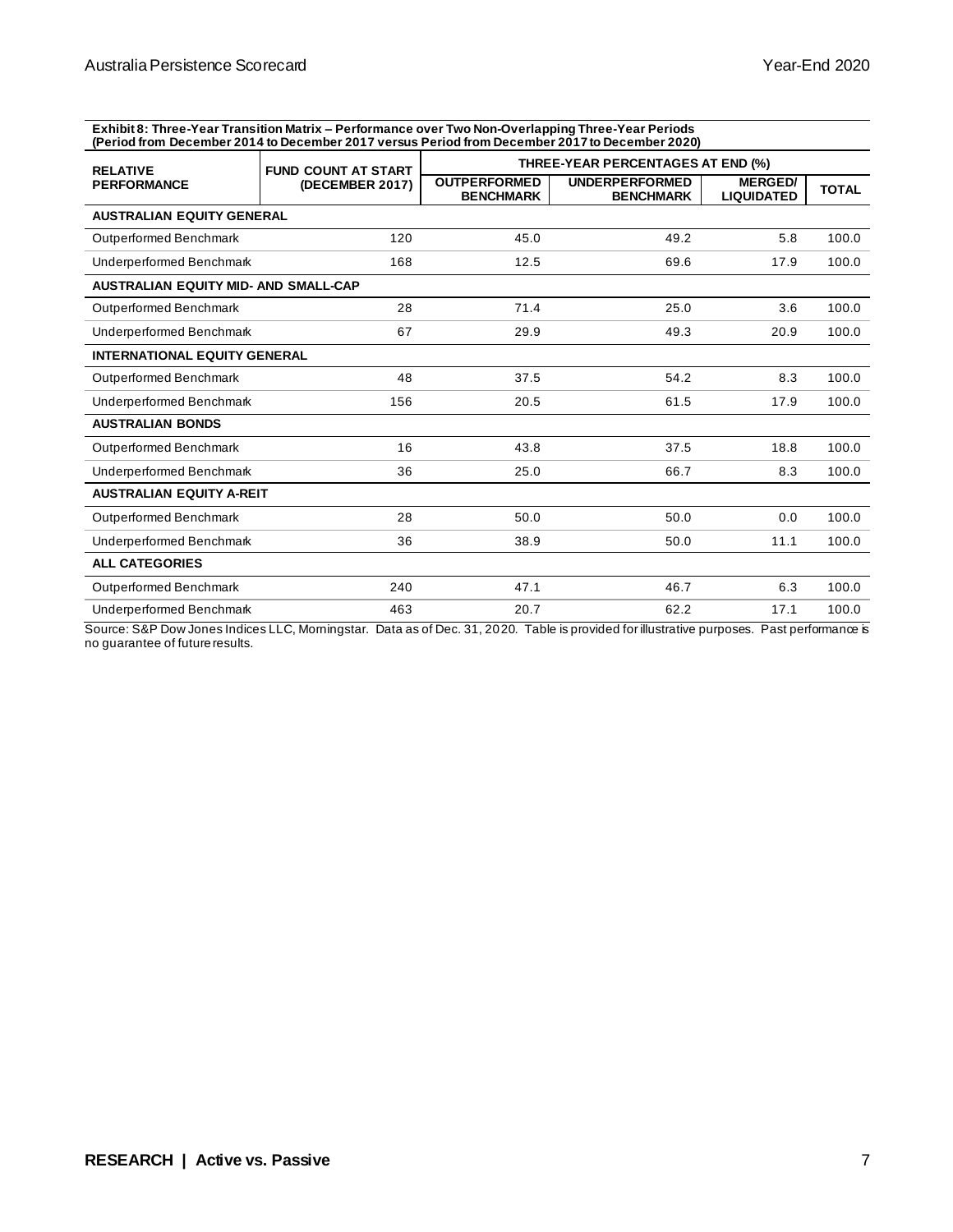**Exhibit 8: Three-Year Transition Matrix – Performance over Two Non-Overlapping Three-Year Periods (Period from December 2014 to December 2017 versus Period from December 2017 to December 2020)**

| RELATIVE PERFORMANCE | FUND COUNT AT START (DECEMBER 2017) | THREE-YEAR PERCENTAGES AT END (%) | | | |
|---|---|---|---|---|---|
| | | OUTPERFORMED BENCHMARK | UNDERPERFORMED BENCHMARK | MERGED/ LIQUIDATED | TOTAL |
| **AUSTRALIAN EQUITY GENERAL** | | | | | |
| Outperformed Benchmark | 120 | 45.0 | 49.2 | 5.8 | 100.0 |
| Underperformed Benchmark | 168 | 12.5 | 69.6 | 17.9 | 100.0 |
| **AUSTRALIAN EQUITY MID- AND SMALL-CAP** | | | | | |
| Outperformed Benchmark | 28 | 71.4 | 25.0 | 3.6 | 100.0 |
| Underperformed Benchmark | 67 | 29.9 | 49.3 | 20.9 | 100.0 |
| **INTERNATIONAL EQUITY GENERAL** | | | | | |
| Outperformed Benchmark | 48 | 37.5 | 54.2 | 8.3 | 100.0 |
| Underperformed Benchmark | 156 | 20.5 | 61.5 | 17.9 | 100.0 |
| **AUSTRALIAN BONDS** | | | | | |
| Outperformed Benchmark | 16 | 43.8 | 37.5 | 18.8 | 100.0 |
| Underperformed Benchmark | 36 | 25.0 | 66.7 | 8.3 | 100.0 |
| **AUSTRALIAN EQUITY A-REIT** | | | | | |
| Outperformed Benchmark | 28 | 50.0 | 50.0 | 0.0 | 100.0 |
| Underperformed Benchmark | 36 | 38.9 | 50.0 | 11.1 | 100.0 |
| **ALL CATEGORIES** | | | | | |
| Outperformed Benchmark | 240 | 47.1 | 46.7 | 6.3 | 100.0 |
| Underperformed Benchmark | 463 | 20.7 | 62.2 | 17.1 | 100.0 |

Source: S&P Dow Jones Indices LLC, Morningstar. Data as of Dec. 31, 2020. Table is provided for illustrative purposes. Past performance is no guarantee of future results.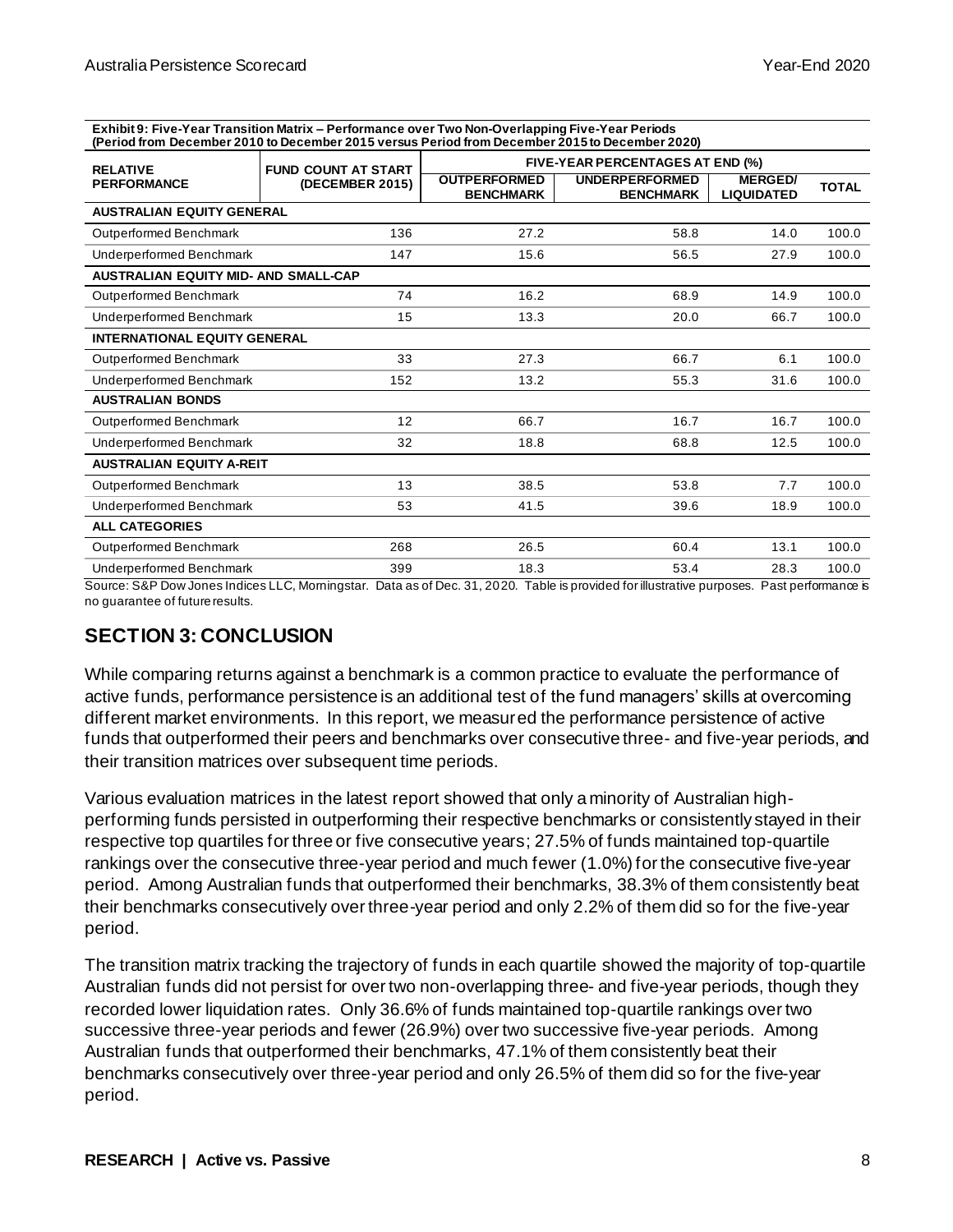**Exhibit 9: Five-Year Transition Matrix – Performance over Two Non-Overlapping Five-Year Periods (Period from December 2010 to December 2015 versus Period from December 2015 to December 2020)**

| RELATIVE PERFORMANCE | FUND COUNT AT START (DECEMBER 2015) | FIVE-YEAR PERCENTAGES AT END (%) | | | |
|---|---|---|---|---|---|
| | | OUTPERFORMED BENCHMARK | UNDERPERFORMED BENCHMARK | MERGED/ LIQUIDATED | TOTAL |
| **AUSTRALIAN EQUITY GENERAL** | | | | | |
| Outperformed Benchmark | 136 | 27.2 | 58.8 | 14.0 | 100.0 |
| Underperformed Benchmark | 147 | 15.6 | 56.5 | 27.9 | 100.0 |
| **AUSTRALIAN EQUITY MID- AND SMALL-CAP** | | | | | |
| Outperformed Benchmark | 74 | 16.2 | 68.9 | 14.9 | 100.0 |
| Underperformed Benchmark | 15 | 13.3 | 20.0 | 66.7 | 100.0 |
| **INTERNATIONAL EQUITY GENERAL** | | | | | |
| Outperformed Benchmark | 33 | 27.3 | 66.7 | 6.1 | 100.0 |
| Underperformed Benchmark | 152 | 13.2 | 55.3 | 31.6 | 100.0 |
| **AUSTRALIAN BONDS** | | | | | |
| Outperformed Benchmark | 12 | 66.7 | 16.7 | 16.7 | 100.0 |
| Underperformed Benchmark | 32 | 18.8 | 68.8 | 12.5 | 100.0 |
| **AUSTRALIAN EQUITY A-REIT** | | | | | |
| Outperformed Benchmark | 13 | 38.5 | 53.8 | 7.7 | 100.0 |
| Underperformed Benchmark | 53 | 41.5 | 39.6 | 18.9 | 100.0 |
| **ALL CATEGORIES** | | | | | |
| Outperformed Benchmark | 268 | 26.5 | 60.4 | 13.1 | 100.0 |
| Underperformed Benchmark | 399 | 18.3 | 53.4 | 28.3 | 100.0 |

Source: S&P Dow Jones Indices LLC, Morningstar. Data as of Dec. 31, 2020. Table is provided for illustrative purposes. Past performance is no guarantee of future results.

## SECTION 3: CONCLUSION

While comparing returns against a benchmark is a common practice to evaluate the performance of active funds, performance persistence is an additional test of the fund managers' skills at overcoming different market environments. In this report, we measured the performance persistence of active funds that outperformed their peers and benchmarks over consecutive three- and five-year periods, and their transition matrices over subsequent time periods.

Various evaluation matrices in the latest report showed that only a minority of Australian high-performing funds persisted in outperforming their respective benchmarks or consistently stayed in their respective top quartiles for three or five consecutive years; 27.5% of funds maintained top-quartile rankings over the consecutive three-year period and much fewer (1.0%) for the consecutive five-year period. Among Australian funds that outperformed their benchmarks, 38.3% of them consistently beat their benchmarks consecutively over three-year period and only 2.2% of them did so for the five-year period.

The transition matrix tracking the trajectory of funds in each quartile showed the majority of top-quartile Australian funds did not persist for over two non-overlapping three- and five-year periods, though they recorded lower liquidation rates. Only 36.6% of funds maintained top-quartile rankings over two successive three-year periods and fewer (26.9%) over two successive five-year periods. Among Australian funds that outperformed their benchmarks, 47.1% of them consistently beat their benchmarks consecutively over three-year period and only 26.5% of them did so for the five-year period.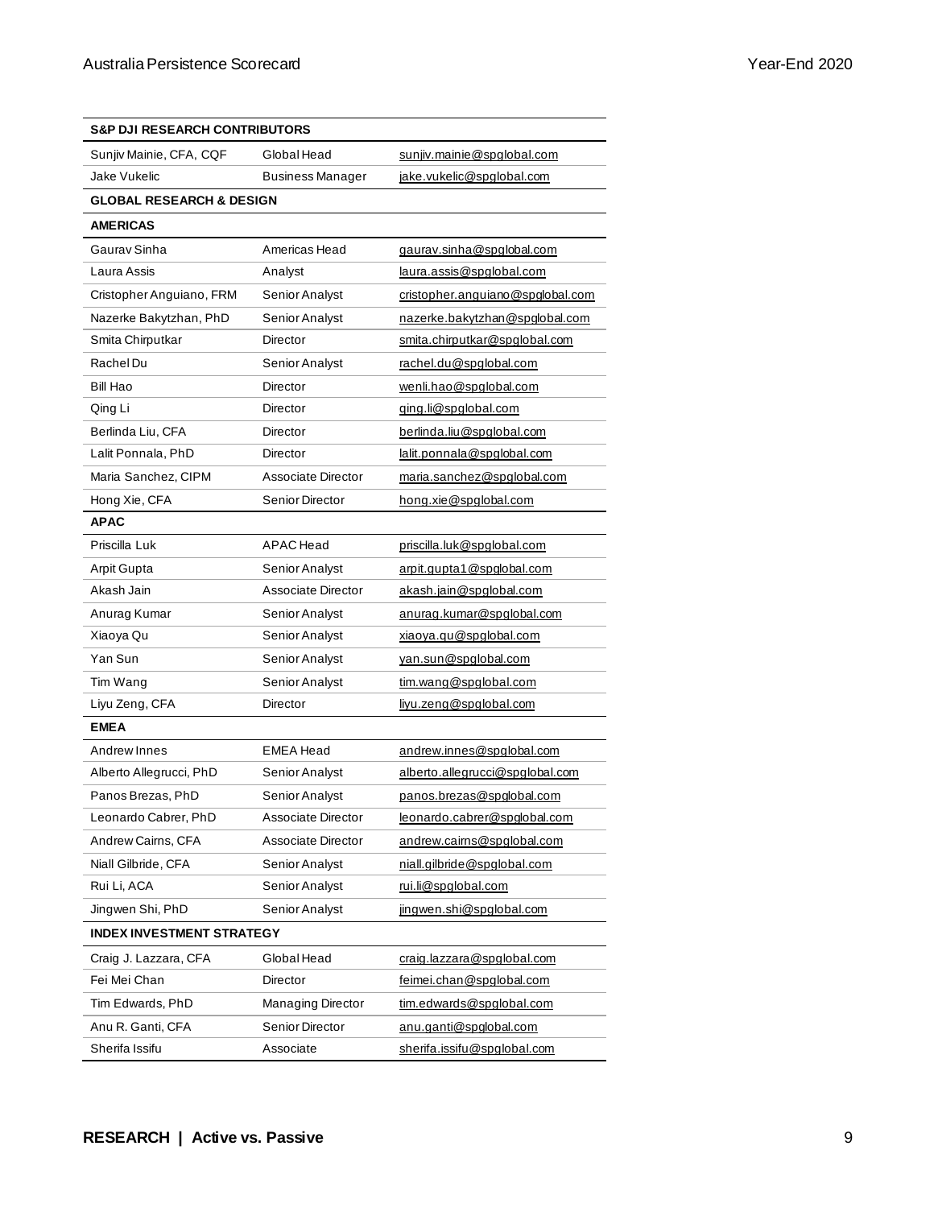| S&P DJI RESEARCH CONTRIBUTORS | | |
|---|---|---|
| Sunjiv Mainie, CFA, CQF | Global Head | sunjiv.mainie@spglobal.com |
| Jake Vukelic | Business Manager | jake.vukelic@spglobal.com |
| **GLOBAL RESEARCH & DESIGN** | | |
| **AMERICAS** | | |
| Gaurav Sinha | Americas Head | gaurav.sinha@spglobal.com |
| Laura Assis | Analyst | laura.assis@spglobal.com |
| Cristopher Anguiano, FRM | Senior Analyst | cristopher.anguiano@spglobal.com |
| Nazerke Bakytzhan, PhD | Senior Analyst | nazerke.bakytzhan@spglobal.com |
| Smita Chirputkar | Director | smita.chirputkar@spglobal.com |
| Rachel Du | Senior Analyst | rachel.du@spglobal.com |
| Bill Hao | Director | wenli.hao@spglobal.com |
| Qing Li | Director | qing.li@spglobal.com |
| Berlinda Liu, CFA | Director | berlinda.liu@spglobal.com |
| Lalit Ponnala, PhD | Director | lalit.ponnala@spglobal.com |
| Maria Sanchez, CIPM | Associate Director | maria.sanchez@spglobal.com |
| Hong Xie, CFA | Senior Director | hong.xie@spglobal.com |
| **APAC** | | |
| Priscilla Luk | APAC Head | priscilla.luk@spglobal.com |
| Arpit Gupta | Senior Analyst | arpit.gupta1@spglobal.com |
| Akash Jain | Associate Director | akash.jain@spglobal.com |
| Anurag Kumar | Senior Analyst | anurag.kumar@spglobal.com |
| Xiaoya Qu | Senior Analyst | xiaoya.qu@spglobal.com |
| Yan Sun | Senior Analyst | yan.sun@spglobal.com |
| Tim Wang | Senior Analyst | tim.wang@spglobal.com |
| Liyu Zeng, CFA | Director | liyu.zeng@spglobal.com |
| **EMEA** | | |
| Andrew Innes | EMEA Head | andrew.innes@spglobal.com |
| Alberto Allegrucci, PhD | Senior Analyst | alberto.allegrucci@spglobal.com |
| Panos Brezas, PhD | Senior Analyst | panos.brezas@spglobal.com |
| Leonardo Cabrer, PhD | Associate Director | leonardo.cabrer@spglobal.com |
| Andrew Cairns, CFA | Associate Director | andrew.cairns@spglobal.com |
| Niall Gilbride, CFA | Senior Analyst | niall.gilbride@spglobal.com |
| Rui Li, ACA | Senior Analyst | rui.li@spglobal.com |
| Jingwen Shi, PhD | Senior Analyst | jingwen.shi@spglobal.com |
| **INDEX INVESTMENT STRATEGY** | | |
| Craig J. Lazzara, CFA | Global Head | craig.lazzara@spglobal.com |
| Fei Mei Chan | Director | feimei.chan@spglobal.com |
| Tim Edwards, PhD | Managing Director | tim.edwards@spglobal.com |
| Anu R. Ganti, CFA | Senior Director | anu.ganti@spglobal.com |
| Sherifa Issifu | Associate | sherifa.issifu@spglobal.com |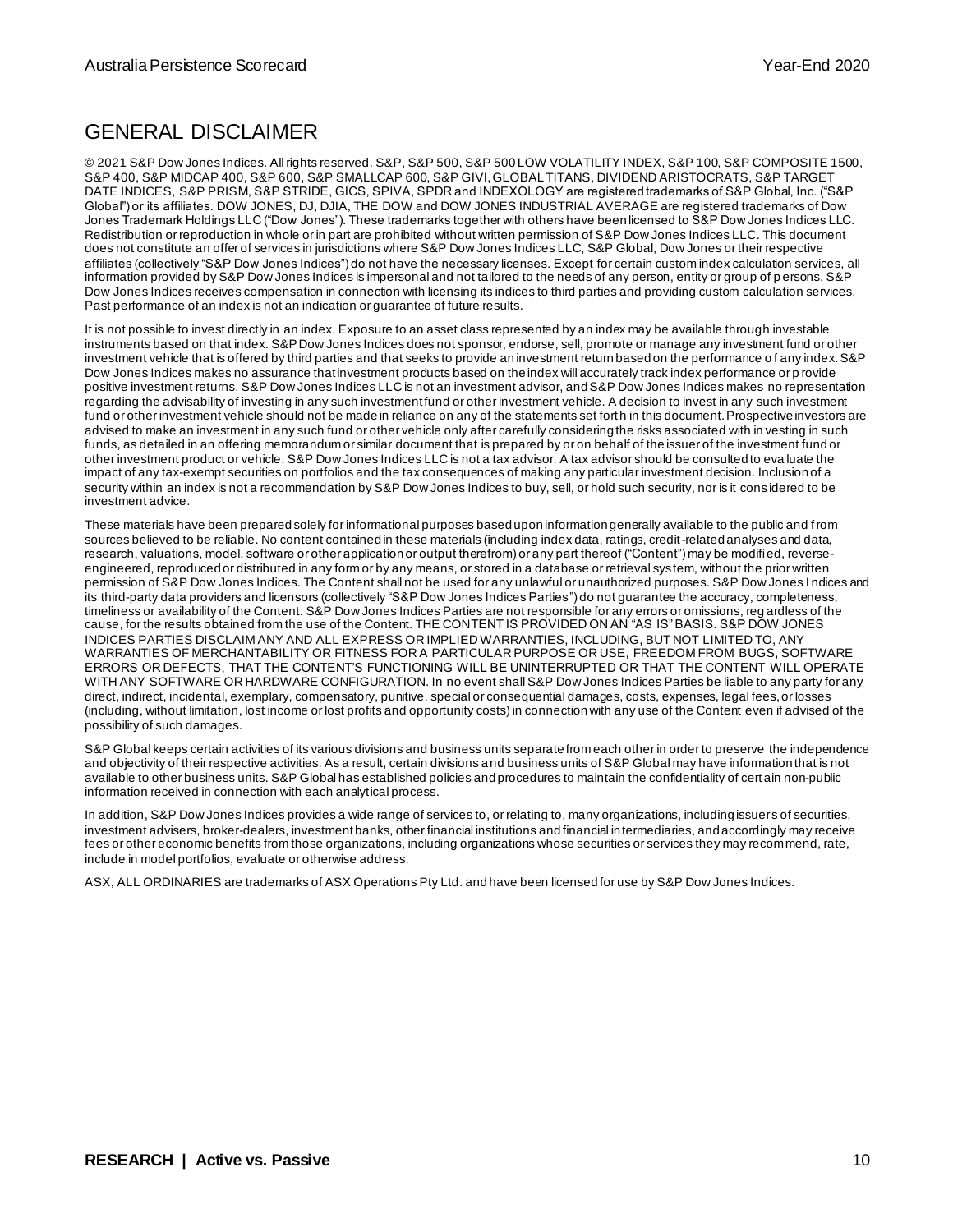## GENERAL DISCLAIMER

© 2021 S&P Dow Jones Indices. All rights reserved. S&P, S&P 500, S&P 500 LOW VOLATILITY INDEX, S&P 100, S&P COMPOSITE 1500, S&P 400, S&P MIDCAP 400, S&P 600, S&P SMALLCAP 600, S&P GIVI, GLOBAL TITANS, DIVIDEND ARISTOCRATS, S&P TARGET DATE INDICES, S&P PRISM, S&P STRIDE, GICS, SPIVA, SPDR and INDEXOLOGY are registered trademarks of S&P Global, Inc. ("S&P Global") or its affiliates. DOW JONES, DJ, DJIA, THE DOW and DOW JONES INDUSTRIAL AVERAGE are registered trademarks of Dow Jones Trademark Holdings LLC ("Dow Jones"). These trademarks together with others have been licensed to S&P Dow Jones Indices LLC. Redistribution or reproduction in whole or in part are prohibited without written permission of S&P Dow Jones Indices LLC. This document does not constitute an offer of services in jurisdictions where S&P Dow Jones Indices LLC, S&P Global, Dow Jones or their respective affiliates (collectively "S&P Dow Jones Indices") do not have the necessary licenses. Except for certain custom index calculation services, all information provided by S&P Dow Jones Indices is impersonal and not tailored to the needs of any person, entity or group of persons. S&P Dow Jones Indices receives compensation in connection with licensing its indices to third parties and providing custom calculation services. Past performance of an index is not an indication or guarantee of future results.

It is not possible to invest directly in an index. Exposure to an asset class represented by an index may be available through investable instruments based on that index. S&P Dow Jones Indices does not sponsor, endorse, sell, promote or manage any investment fund or other investment vehicle that is offered by third parties and that seeks to provide an investment return based on the performance of any index. S&P Dow Jones Indices makes no assurance that investment products based on the index will accurately track index performance or provide positive investment returns. S&P Dow Jones Indices LLC is not an investment advisor, and S&P Dow Jones Indices makes no representation regarding the advisability of investing in any such investment fund or other investment vehicle. A decision to invest in any such investment fund or other investment vehicle should not be made in reliance on any of the statements set forth in this document. Prospective investors are advised to make an investment in any such fund or other vehicle only after carefully considering the risks associated with investing in such funds, as detailed in an offering memorandum or similar document that is prepared by or on behalf of the issuer of the investment fund or other investment product or vehicle. S&P Dow Jones Indices LLC is not a tax advisor. A tax advisor should be consulted to evaluate the impact of any tax-exempt securities on portfolios and the tax consequences of making any particular investment decision. Inclusion of a security within an index is not a recommendation by S&P Dow Jones Indices to buy, sell, or hold such security, nor is it considered to be investment advice.

These materials have been prepared solely for informational purposes based upon information generally available to the public and from sources believed to be reliable. No content contained in these materials (including index data, ratings, credit-related analyses and data, research, valuations, model, software or other application or output therefrom) or any part thereof ("Content") may be modified, reverse-engineered, reproduced or distributed in any form or by any means, or stored in a database or retrieval system, without the prior written permission of S&P Dow Jones Indices. The Content shall not be used for any unlawful or unauthorized purposes. S&P Dow Jones Indices and its third-party data providers and licensors (collectively "S&P Dow Jones Indices Parties") do not guarantee the accuracy, completeness, timeliness or availability of the Content. S&P Dow Jones Indices Parties are not responsible for any errors or omissions, regardless of the cause, for the results obtained from the use of the Content. THE CONTENT IS PROVIDED ON AN "AS IS" BASIS. S&P DOW JONES INDICES PARTIES DISCLAIM ANY AND ALL EXPRESS OR IMPLIED WARRANTIES, INCLUDING, BUT NOT LIMITED TO, ANY WARRANTIES OF MERCHANTABILITY OR FITNESS FOR A PARTICULAR PURPOSE OR USE, FREEDOM FROM BUGS, SOFTWARE ERRORS OR DEFECTS, THAT THE CONTENT'S FUNCTIONING WILL BE UNINTERRUPTED OR THAT THE CONTENT WILL OPERATE WITH ANY SOFTWARE OR HARDWARE CONFIGURATION. In no event shall S&P Dow Jones Indices Parties be liable to any party for any direct, indirect, incidental, exemplary, compensatory, punitive, special or consequential damages, costs, expenses, legal fees, or losses (including, without limitation, lost income or lost profits and opportunity costs) in connection with any use of the Content even if advised of the possibility of such damages.

S&P Global keeps certain activities of its various divisions and business units separate from each other in order to preserve the independence and objectivity of their respective activities. As a result, certain divisions and business units of S&P Global may have information that is not available to other business units. S&P Global has established policies and procedures to maintain the confidentiality of certain non-public information received in connection with each analytical process.

In addition, S&P Dow Jones Indices provides a wide range of services to, or relating to, many organizations, including issuers of securities, investment advisers, broker-dealers, investment banks, other financial institutions and financial intermediaries, and accordingly may receive fees or other economic benefits from those organizations, including organizations whose securities or services they may recommend, rate, include in model portfolios, evaluate or otherwise address.

ASX, ALL ORDINARIES are trademarks of ASX Operations Pty Ltd. and have been licensed for use by S&P Dow Jones Indices.